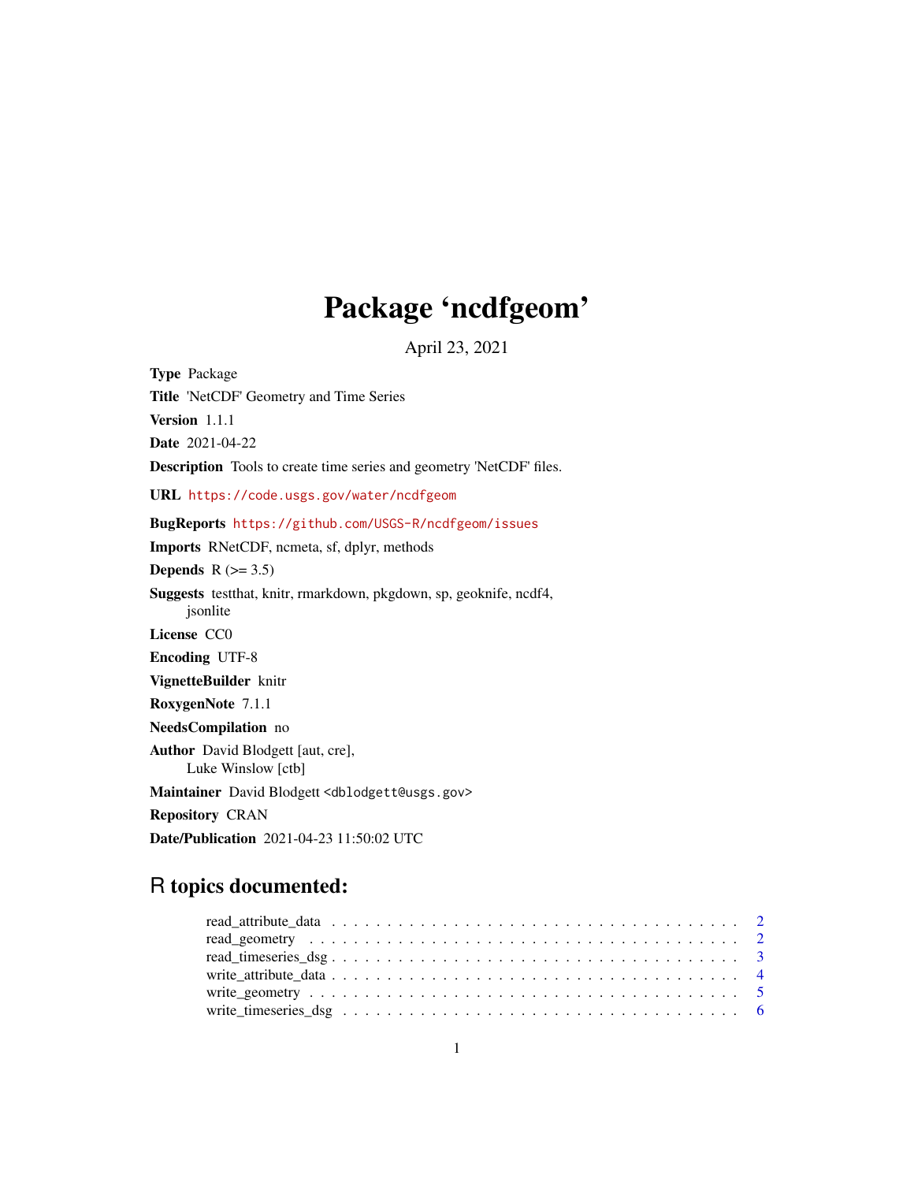# Package 'ncdfgeom'

April 23, 2021

**Type** Package

**Title** 'NetCDF' Geometry and Time Series

**Version** 1.1.1

**Date** 2021-04-22

**Description** Tools to create time series and geometry 'NetCDF' files.

**URL** https://code.usgs.gov/water/ncdfgeom

**BugReports** https://github.com/USGS-R/ncdfgeom/issues

**Imports** RNetCDF, ncmeta, sf, dplyr, methods

**Depends** R (>= 3.5)

**Suggests** testthat, knitr, rmarkdown, pkgdown, sp, geoknife, ncdf4, jsonlite

**License** CC0

**Encoding** UTF-8

**VignetteBuilder** knitr

**RoxygenNote** 7.1.1

**NeedsCompilation** no

**Author** David Blodgett [aut, cre],
Luke Winslow [ctb]

**Maintainer** David Blodgett <dblodgett@usgs.gov>

**Repository** CRAN

**Date/Publication** 2021-04-23 11:50:02 UTC

## R topics documented:

- read_attribute_data . . . . . . . . . . . . . . . . . . . . . . . . . . . . . . . . . . . . . . . . 2
- read_geometry . . . . . . . . . . . . . . . . . . . . . . . . . . . . . . . . . . . . . . . . . . . 2
- read_timeseries_dsg . . . . . . . . . . . . . . . . . . . . . . . . . . . . . . . . . . . . . . . . 3
- write_attribute_data . . . . . . . . . . . . . . . . . . . . . . . . . . . . . . . . . . . . . . . . 4
- write_geometry . . . . . . . . . . . . . . . . . . . . . . . . . . . . . . . . . . . . . . . . . . . 5
- write_timeseries_dsg . . . . . . . . . . . . . . . . . . . . . . . . . . . . . . . . . . . . . . . . 6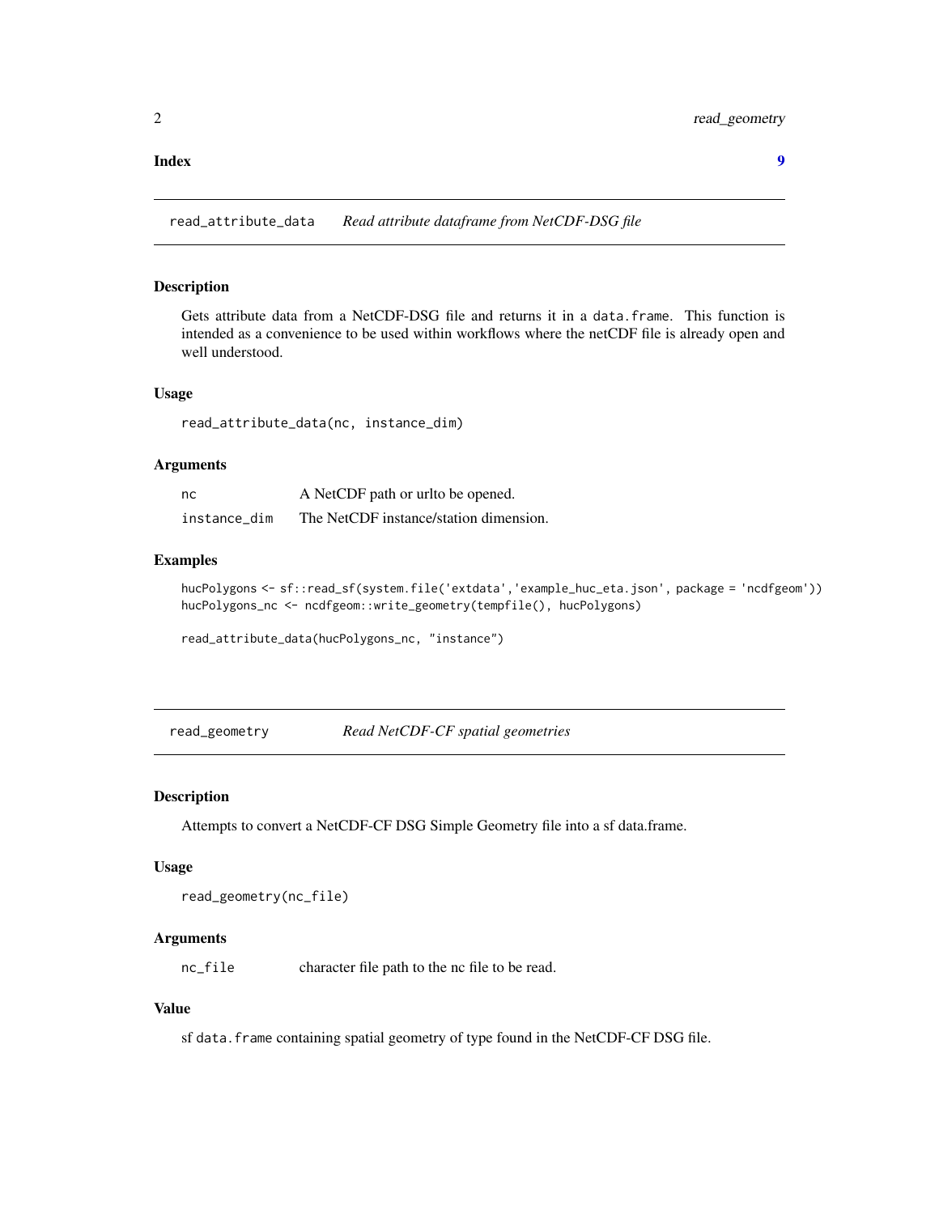**Index** 9

## read_attribute_data *Read attribute dataframe from NetCDF-DSG file*

### Description

Gets attribute data from a NetCDF-DSG file and returns it in a `data.frame`. This function is intended as a convenience to be used within workflows where the netCDF file is already open and well understood.

### Usage

```
read_attribute_data(nc, instance_dim)
```

### Arguments

| | |
|---|---|
| `nc` | A NetCDF path or urlto be opened. |
| `instance_dim` | The NetCDF instance/station dimension. |

### Examples

```
hucPolygons <- sf::read_sf(system.file('extdata','example_huc_eta.json', package = 'ncdfgeom'))
hucPolygons_nc <- ncdfgeom::write_geometry(tempfile(), hucPolygons)

read_attribute_data(hucPolygons_nc, "instance")
```

## read_geometry *Read NetCDF-CF spatial geometries*

### Description

Attempts to convert a NetCDF-CF DSG Simple Geometry file into a sf data.frame.

### Usage

```
read_geometry(nc_file)
```

### Arguments

| | |
|---|---|
| `nc_file` | character file path to the nc file to be read. |

### Value

sf `data.frame` containing spatial geometry of type found in the NetCDF-CF DSG file.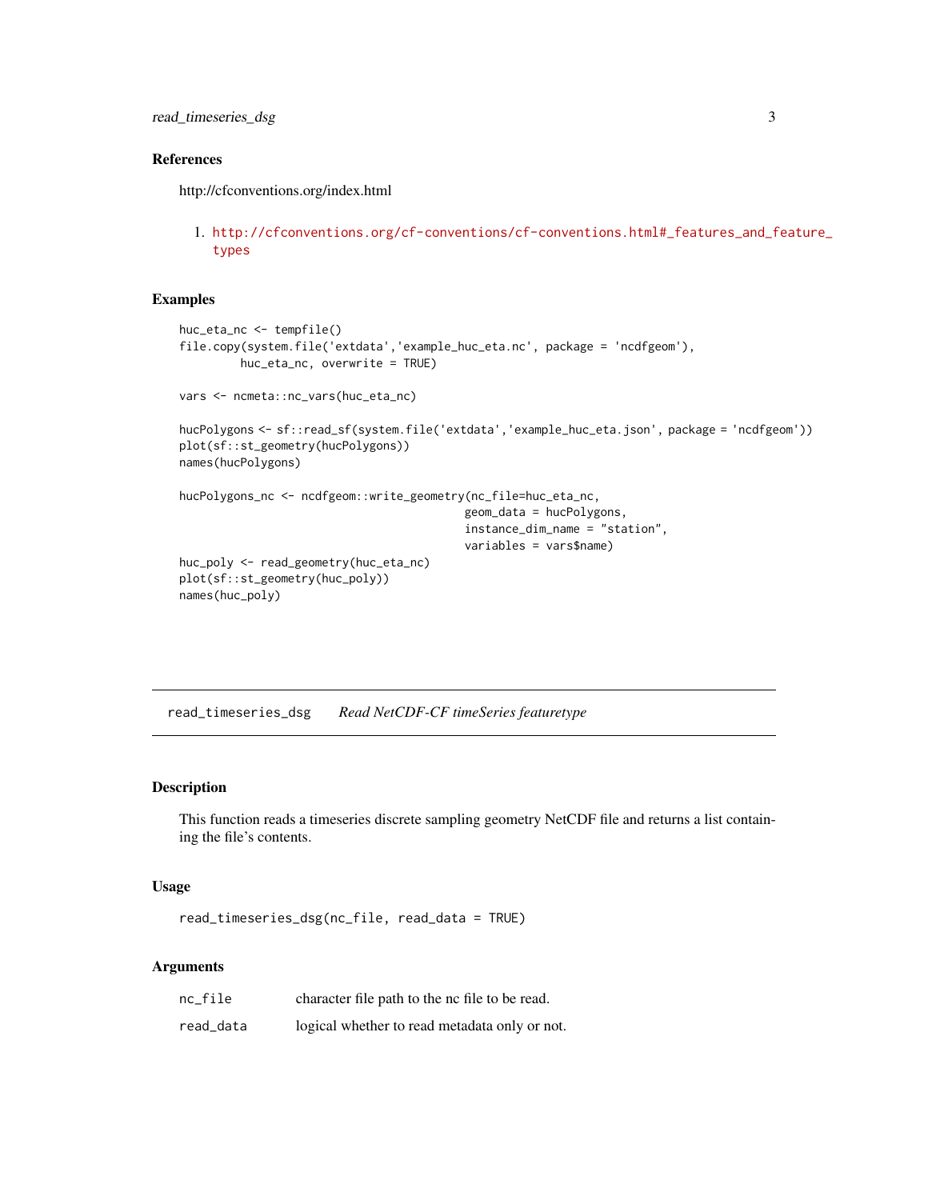## References

http://cfconventions.org/index.html

1. http://cfconventions.org/cf-conventions/cf-conventions.html#_features_and_feature_types

## Examples

```
huc_eta_nc <- tempfile()
file.copy(system.file('extdata','example_huc_eta.nc', package = 'ncdfgeom'),
          huc_eta_nc, overwrite = TRUE)

vars <- ncmeta::nc_vars(huc_eta_nc)

hucPolygons <- sf::read_sf(system.file('extdata','example_huc_eta.json', package = 'ncdfgeom'))
plot(sf::st_geometry(hucPolygons))
names(hucPolygons)

hucPolygons_nc <- ncdfgeom::write_geometry(nc_file=huc_eta_nc,
                                           geom_data = hucPolygons,
                                           instance_dim_name = "station",
                                           variables = vars$name)
huc_poly <- read_geometry(huc_eta_nc)
plot(sf::st_geometry(huc_poly))
names(huc_poly)
```

---

# read_timeseries_dsg *Read NetCDF-CF timeSeries featuretype*

## Description

This function reads a timeseries discrete sampling geometry NetCDF file and returns a list containing the file's contents.

## Usage

```
read_timeseries_dsg(nc_file, read_data = TRUE)
```

## Arguments

| | |
|---|---|
| nc_file | character file path to the nc file to be read. |
| read_data | logical whether to read metadata only or not. |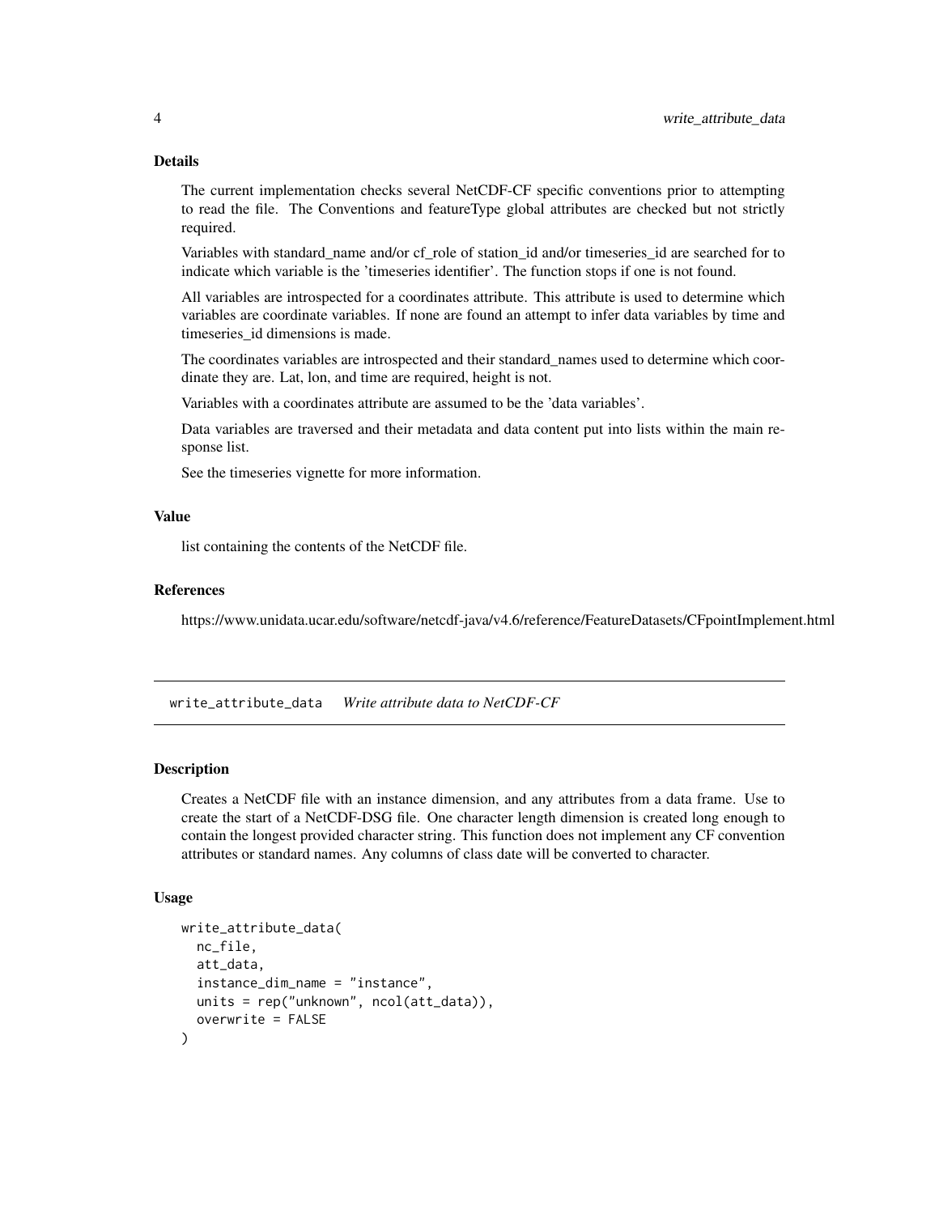### Details

The current implementation checks several NetCDF-CF specific conventions prior to attempting to read the file. The Conventions and featureType global attributes are checked but not strictly required.

Variables with standard_name and/or cf_role of station_id and/or timeseries_id are searched for to indicate which variable is the 'timeseries identifier'. The function stops if one is not found.

All variables are introspected for a coordinates attribute. This attribute is used to determine which variables are coordinate variables. If none are found an attempt to infer data variables by time and timeseries_id dimensions is made.

The coordinates variables are introspected and their standard_names used to determine which coordinate they are. Lat, lon, and time are required, height is not.

Variables with a coordinates attribute are assumed to be the 'data variables'.

Data variables are traversed and their metadata and data content put into lists within the main response list.

See the timeseries vignette for more information.

### Value

list containing the contents of the NetCDF file.

### References

https://www.unidata.ucar.edu/software/netcdf-java/v4.6/reference/FeatureDatasets/CFpointImplement.html

---

## write_attribute_data *Write attribute data to NetCDF-CF*

### Description

Creates a NetCDF file with an instance dimension, and any attributes from a data frame. Use to create the start of a NetCDF-DSG file. One character length dimension is created long enough to contain the longest provided character string. This function does not implement any CF convention attributes or standard names. Any columns of class date will be converted to character.

### Usage

```
write_attribute_data(
  nc_file,
  att_data,
  instance_dim_name = "instance",
  units = rep("unknown", ncol(att_data)),
  overwrite = FALSE
)
```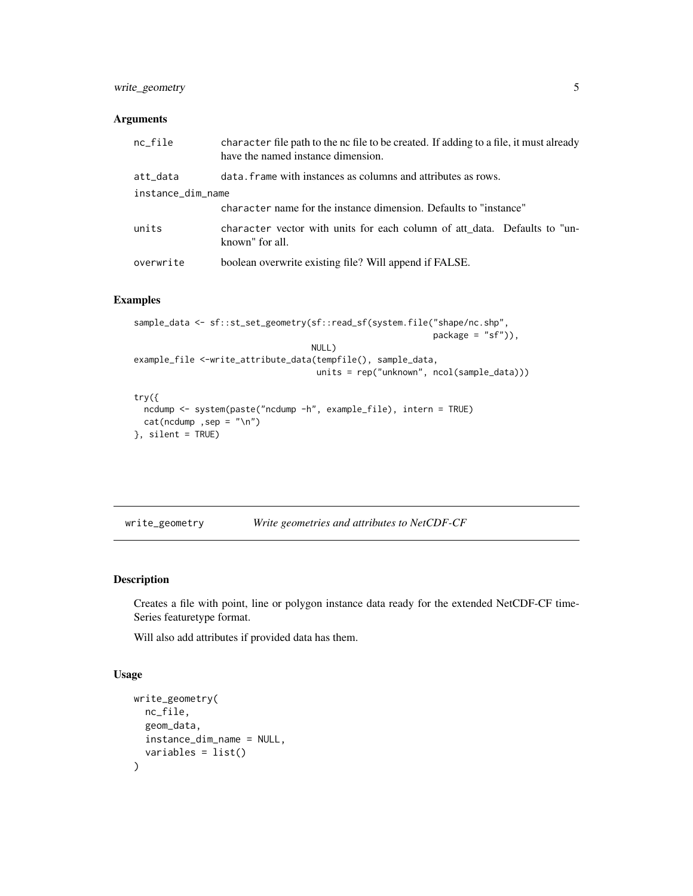## Arguments

| | |
|---|---|
| nc_file | character file path to the nc file to be created. If adding to a file, it must already have the named instance dimension. |
| att_data | data.frame with instances as columns and attributes as rows. |
| instance_dim_name | character name for the instance dimension. Defaults to "instance" |
| units | character vector with units for each column of att_data. Defaults to "unknown" for all. |
| overwrite | boolean overwrite existing file? Will append if FALSE. |

## Examples

```
sample_data <- sf::st_set_geometry(sf::read_sf(system.file("shape/nc.shp",
                                                           package = "sf")),
                                   NULL)
example_file <-write_attribute_data(tempfile(), sample_data,
                                    units = rep("unknown", ncol(sample_data)))

try({
  ncdump <- system(paste("ncdump -h", example_file), intern = TRUE)
  cat(ncdump ,sep = "\n")
}, silent = TRUE)
```

---

`write_geometry` *Write geometries and attributes to NetCDF-CF*

---

## Description

Creates a file with point, line or polygon instance data ready for the extended NetCDF-CF time-Series featuretype format.

Will also add attributes if provided data has them.

## Usage

```
write_geometry(
  nc_file,
  geom_data,
  instance_dim_name = NULL,
  variables = list()
)
```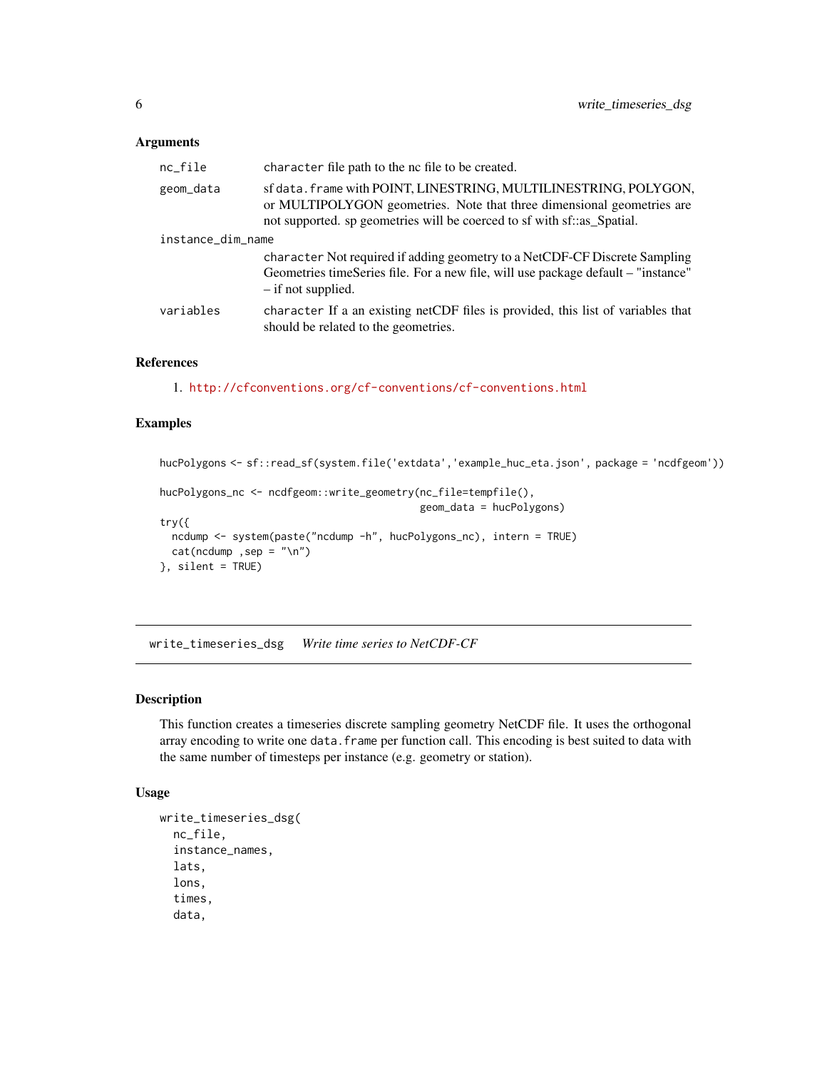### Arguments

| | |
|---|---|
| `nc_file` | `character` file path to the nc file to be created. |
| `geom_data` | sf `data.frame` with POINT, LINESTRING, MULTILINESTRING, POLYGON, or MULTIPOLYGON geometries. Note that three dimensional geometries are not supported. sp geometries will be coerced to sf with sf::as_Spatial. |
| `instance_dim_name` | `character` Not required if adding geometry to a NetCDF-CF Discrete Sampling Geometries timeSeries file. For a new file, will use package default – "instance" – if not supplied. |
| `variables` | `character` If a an existing netCDF files is provided, this list of variables that should be related to the geometries. |

### References

1. http://cfconventions.org/cf-conventions/cf-conventions.html

### Examples

```
hucPolygons <- sf::read_sf(system.file('extdata','example_huc_eta.json', package = 'ncdfgeom'))

hucPolygons_nc <- ncdfgeom::write_geometry(nc_file=tempfile(),
                                            geom_data = hucPolygons)
try({
  ncdump <- system(paste("ncdump -h", hucPolygons_nc), intern = TRUE)
  cat(ncdump ,sep = "\n")
}, silent = TRUE)
```

---

## `write_timeseries_dsg` *Write time series to NetCDF-CF*

---

### Description

This function creates a timeseries discrete sampling geometry NetCDF file. It uses the orthogonal array encoding to write one `data.frame` per function call. This encoding is best suited to data with the same number of timesteps per instance (e.g. geometry or station).

### Usage

```
write_timeseries_dsg(
  nc_file,
  instance_names,
  lats,
  lons,
  times,
  data,
```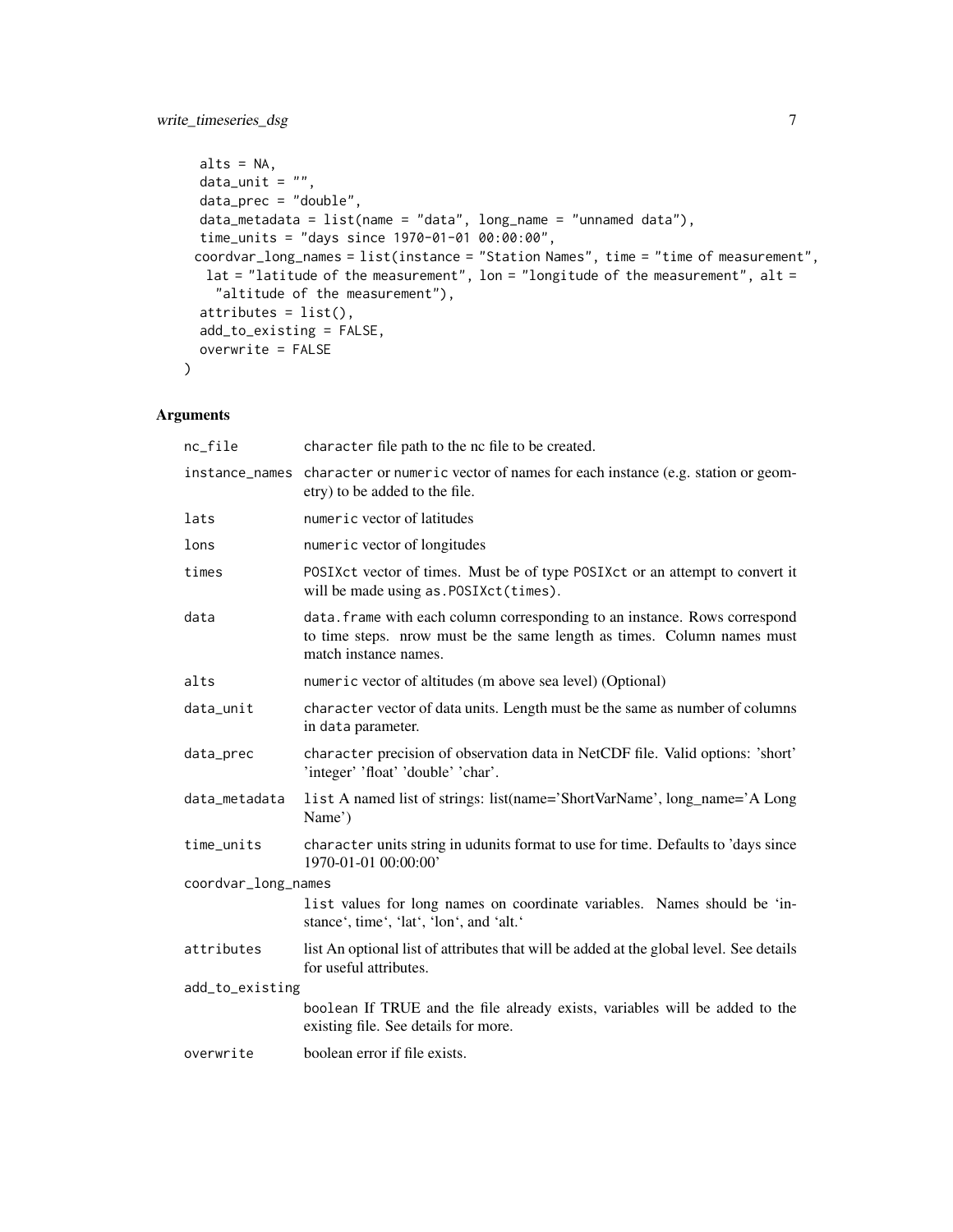```
  alts = NA,
  data_unit = "",
  data_prec = "double",
  data_metadata = list(name = "data", long_name = "unnamed data"),
  time_units = "days since 1970-01-01 00:00:00",
 coordvar_long_names = list(instance = "Station Names", time = "time of measurement",
   lat = "latitude of the measurement", lon = "longitude of the measurement", alt =
    "altitude of the measurement"),
  attributes = list(),
  add_to_existing = FALSE,
  overwrite = FALSE
)
```

## Arguments

| | |
|---|---|
| `nc_file` | `character` file path to the nc file to be created. |
| `instance_names` | `character` or `numeric` vector of names for each instance (e.g. station or geometry) to be added to the file. |
| `lats` | `numeric` vector of latitudes |
| `lons` | `numeric` vector of longitudes |
| `times` | `POSIXct` vector of times. Must be of type `POSIXct` or an attempt to convert it will be made using `as.POSIXct(times)`. |
| `data` | `data.frame` with each column corresponding to an instance. Rows correspond to time steps. nrow must be the same length as times. Column names must match instance names. |
| `alts` | `numeric` vector of altitudes (m above sea level) (Optional) |
| `data_unit` | `character` vector of data units. Length must be the same as number of columns in `data` parameter. |
| `data_prec` | `character` precision of observation data in NetCDF file. Valid options: 'short' 'integer' 'float' 'double' 'char'. |
| `data_metadata` | `list` A named list of strings: list(name='ShortVarName', long_name='A Long Name') |
| `time_units` | `character` units string in udunits format to use for time. Defaults to 'days since 1970-01-01 00:00:00' |
| `coordvar_long_names` | `list` values for long names on coordinate variables. Names should be 'instance', time', 'lat', 'lon', and 'alt.' |
| `attributes` | list An optional list of attributes that will be added at the global level. See details for useful attributes. |
| `add_to_existing` | boolean If TRUE and the file already exists, variables will be added to the existing file. See details for more. |
| `overwrite` | boolean error if file exists. |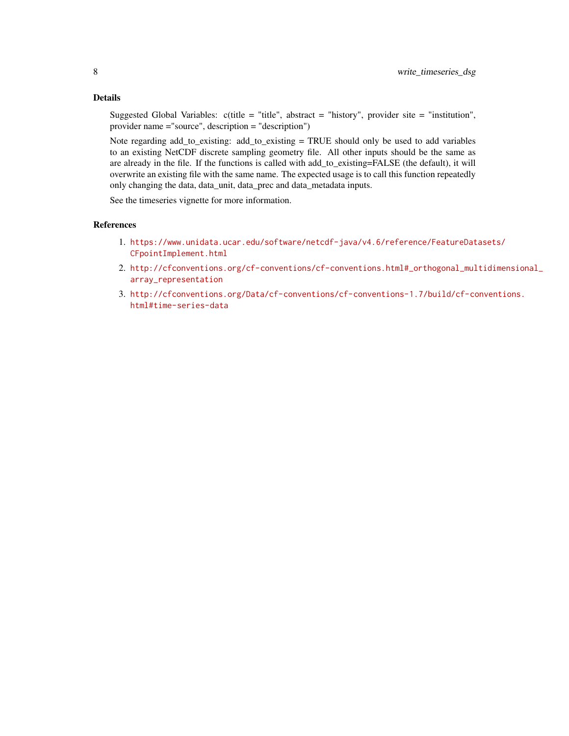## Details

Suggested Global Variables: c(title = "title", abstract = "history", provider site = "institution", provider name ="source", description = "description")

Note regarding add_to_existing: add_to_existing = TRUE should only be used to add variables to an existing NetCDF discrete sampling geometry file. All other inputs should be the same as are already in the file. If the functions is called with add_to_existing=FALSE (the default), it will overwrite an existing file with the same name. The expected usage is to call this function repeatedly only changing the data, data_unit, data_prec and data_metadata inputs.

See the timeseries vignette for more information.

## References

1. https://www.unidata.ucar.edu/software/netcdf-java/v4.6/reference/FeatureDatasets/CFpointImplement.html
2. http://cfconventions.org/cf-conventions/cf-conventions.html#_orthogonal_multidimensional_array_representation
3. http://cfconventions.org/Data/cf-conventions/cf-conventions-1.7/build/cf-conventions.html#time-series-data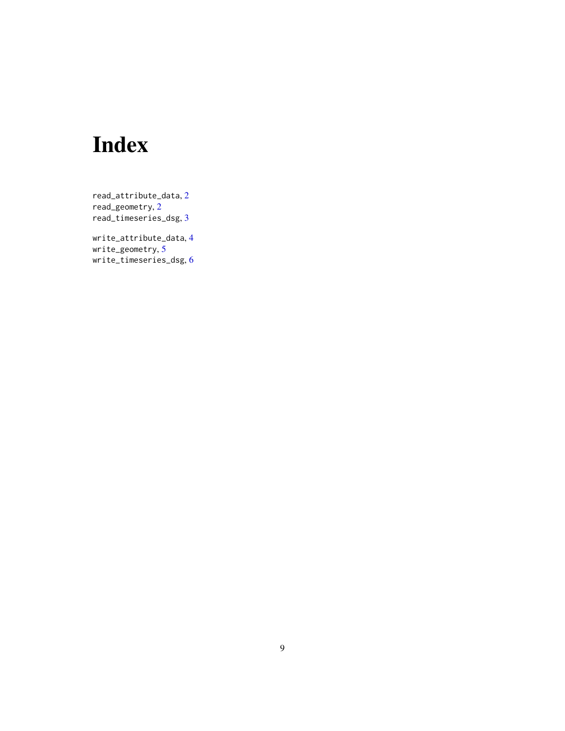# Index

read_attribute_data, 2
read_geometry, 2
read_timeseries_dsg, 3

write_attribute_data, 4
write_geometry, 5
write_timeseries_dsg, 6